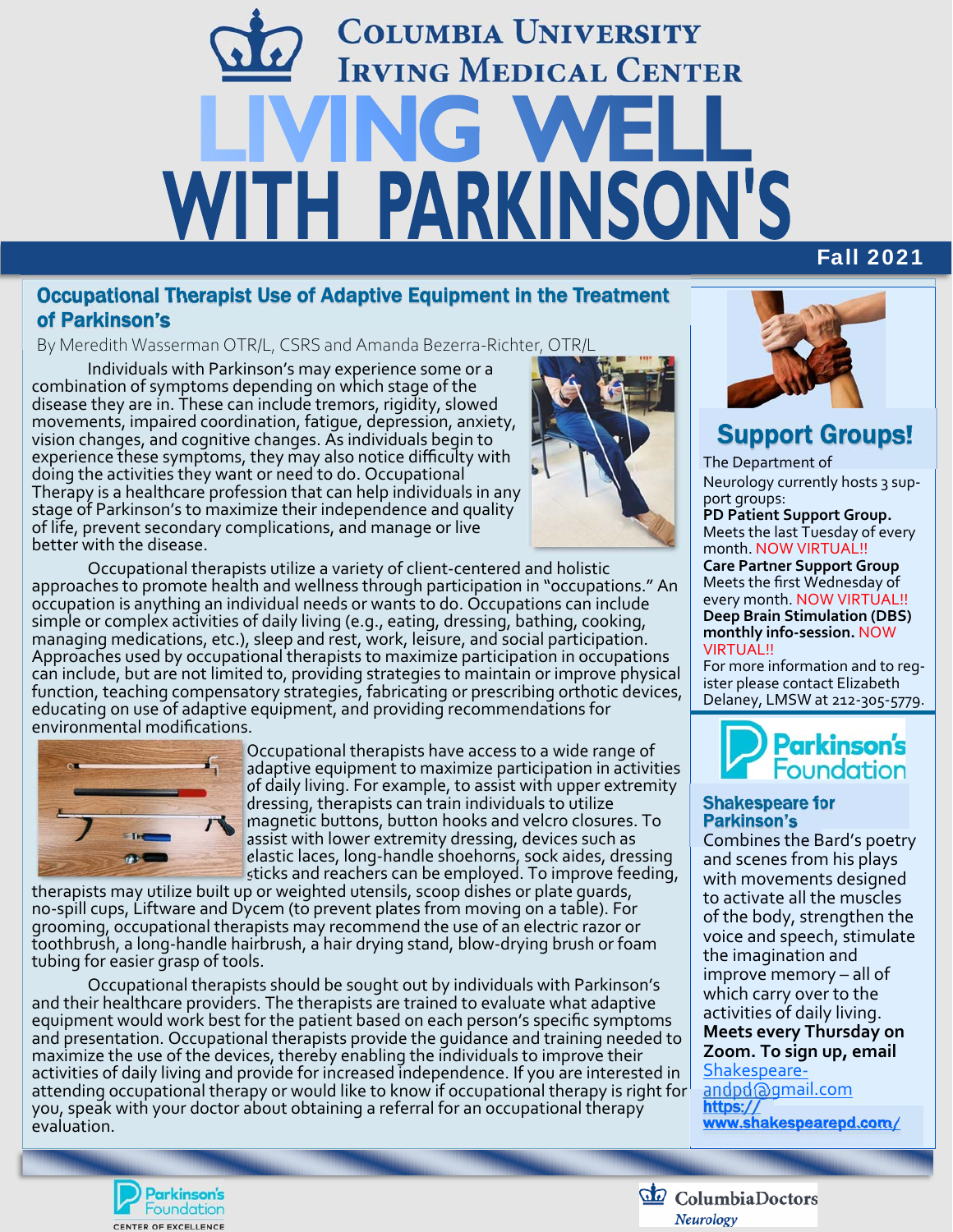# Columbia University Irving Medical Center

# LIVING WELL WITH PARKINSON'S

**Fall 2021**

## Occupational Therapist Use of Adaptive Equipment in the Treatment of Parkinson's

By Meredith Wasserman OTR/L, CSRS and Amanda Bezerra-Richter, OTR/L

Individuals with Parkinson's may experience some or a combination of symptoms depending on which stage of the disease they are in. These can include tremors, rigidity, slowed movements, impaired coordination, fatigue, depression, anxiety, vision changes, and cognitive changes. As individuals begin to experience these symptoms, they may also notice difficulty with doing the activities they want or need to do. Occupational Therapy is a healthcare profession that can help individuals in any stage of Parkinson's to maximize their independence and quality of life, prevent secondary complications, and manage or live better with the disease.

Occupational therapists utilize a variety of client-centered and holistic approaches to promote health and wellness through participation in "occupations." An occupation is anything an individual needs or wants to do. Occupations can include simple or complex activities of daily living (e.g., eating, dressing, bathing, cooking, managing medications, etc.), sleep and rest, work, leisure, and social participation. Approaches used by occupational therapists to maximize participation in occupations can include, but are not limited to, providing strategies to maintain or improve physical function, teaching compensatory strategies, fabricating or prescribing orthotic devices, educating on use of adaptive equipment, and providing recommendations for environmental modifications.

Occupational therapists have access to a wide range of adaptive equipment to maximize participation in activities of daily living. For example, to assist with upper extremity dressing, therapists can train individuals to utilize magnetic buttons, button hooks and velcro closures. To assist with lower extremity dressing, devices such as elastic laces, long-handle shoehorns, sock aides, dressing sticks and reachers can be employed. To improve feeding, therapists may utilize built up or weighted utensils, scoop dishes or plate guards, no-spill cups, Liftware and Dycem (to prevent plates from moving on a table). For grooming, occupational therapists may recommend the use of an electric razor or toothbrush, a long-handle hairbrush, a hair drying stand, blow-drying brush or foam tubing for easier grasp of tools.

Occupational therapists should be sought out by individuals with Parkinson's and their healthcare providers. The therapists are trained to evaluate what adaptive equipment would work best for the patient based on each person's specific symptoms and presentation. Occupational therapists provide the guidance and training needed to maximize the use of the devices, thereby enabling the individuals to improve their activities of daily living and provide for increased independence. If you are interested in attending occupational therapy or would like to know if occupational therapy is right for you, speak with your doctor about obtaining a referral for an occupational therapy evaluation.

## Support Groups!

The Department of Neurology currently hosts 3 support groups:

**PD Patient Support Group.** Meets the last Tuesday of every month. NOW VIRTUAL!!

**Care Partner Support Group** Meets the first Wednesday of every month. NOW VIRTUAL!!

**Deep Brain Stimulation (DBS) monthly info-session.** NOW VIRTUAL!!

For more information and to register please contact Elizabeth Delaney, LMSW at 212-305-5779.

Parkinson's Foundation

### Shakespeare for Parkinson's

Combines the Bard's poetry and scenes from his plays with movements designed to activate all the muscles of the body, strengthen the voice and speech, stimulate the imagination and improve memory – all of which carry over to the activities of daily living.

**Meets every Thursday on Zoom. To sign up, email** Shakespeare-andpd@gmail.com

**https://www.shakespearepd.com/**

Parkinson's Foundation CENTER OF EXCELLENCE

ColumbiaDoctors Neurology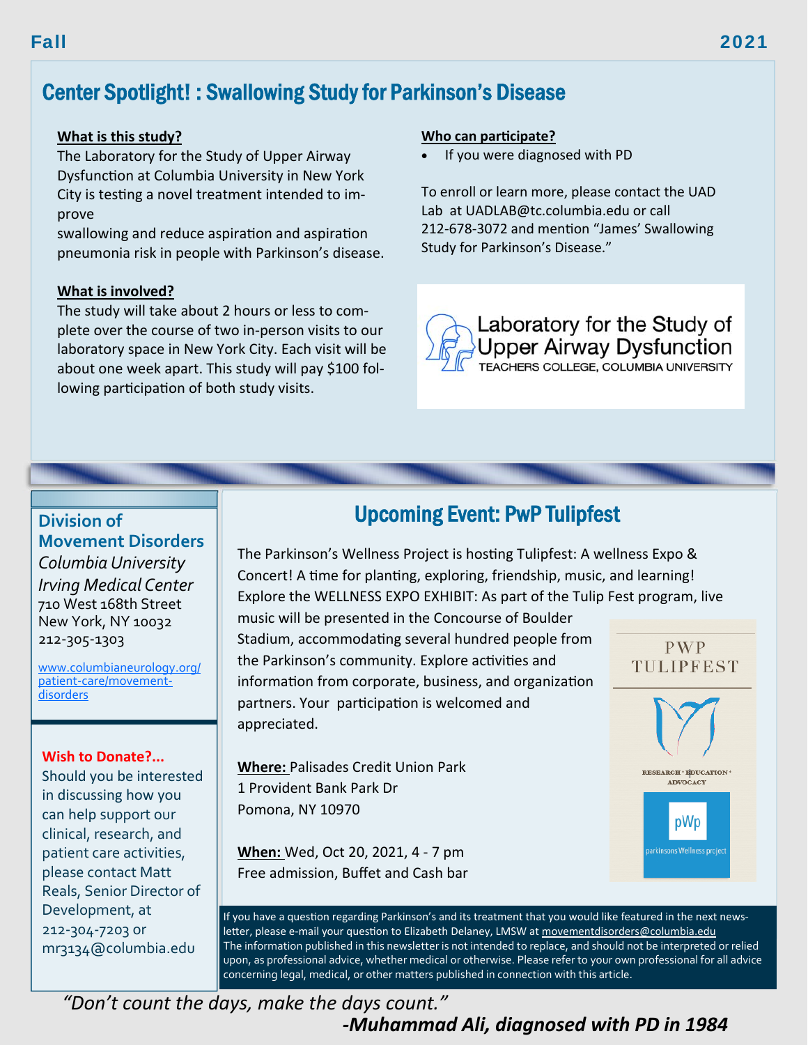Fall 2021

## Center Spotlight! : Swallowing Study for Parkinson's Disease

**What is this study?**

The Laboratory for the Study of Upper Airway Dysfunction at Columbia University in New York City is testing a novel treatment intended to improve swallowing and reduce aspiration and aspiration pneumonia risk in people with Parkinson's disease.

**What is involved?**

The study will take about 2 hours or less to complete over the course of two in-person visits to our laboratory space in New York City. Each visit will be about one week apart. This study will pay $100 following participation of both study visits.

**Who can participate?**

- If you were diagnosed with PD

To enroll or learn more, please contact the UAD Lab at UADLAB@tc.columbia.edu or call 212-678-3072 and mention "James' Swallowing Study for Parkinson's Disease."

Laboratory for the Study of Upper Airway Dysfunction
TEACHERS COLLEGE, COLUMBIA UNIVERSITY

## Upcoming Event: PwP Tulipfest

The Parkinson's Wellness Project is hosting Tulipfest: A wellness Expo & Concert! A time for planting, exploring, friendship, music, and learning! Explore the WELLNESS EXPO EXHIBIT: As part of the Tulip Fest program, live music will be presented in the Concourse of Boulder Stadium, accommodating several hundred people from the Parkinson's community. Explore activities and information from corporate, business, and organization partners. Your participation is welcomed and appreciated.

**Where:** Palisades Credit Union Park
1 Provident Bank Park Dr
Pomona, NY 10970

**When:** Wed, Oct 20, 2021, 4 - 7 pm
Free admission, Buffet and Cash bar

PWP TULIPFEST
RESEARCH · EDUCATION · ADVOCACY
pWp parkinsons Wellness project

**Division of Movement Disorders**
*Columbia University Irving Medical Center*
710 West 168th Street
New York, NY 10032
212-305-1303

www.columbianeurology.org/patient-care/movement-disorders

**Wish to Donate?...**

Should you be interested in discussing how you can help support our clinical, research, and patient care activities, please contact Matt Reals, Senior Director of Development, at 212-304-7203 or mr3134@columbia.edu

If you have a question regarding Parkinson's and its treatment that you would like featured in the next newsletter, please e-mail your question to Elizabeth Delaney, LMSW at movementdisorders@columbia.edu
The information published in this newsletter is not intended to replace, and should not be interpreted or relied upon, as professional advice, whether medical or otherwise. Please refer to your own professional for all advice concerning legal, medical, or other matters published in connection with this article.

*"Don't count the days, make the days count."*
***-Muhammad Ali, diagnosed with PD in 1984***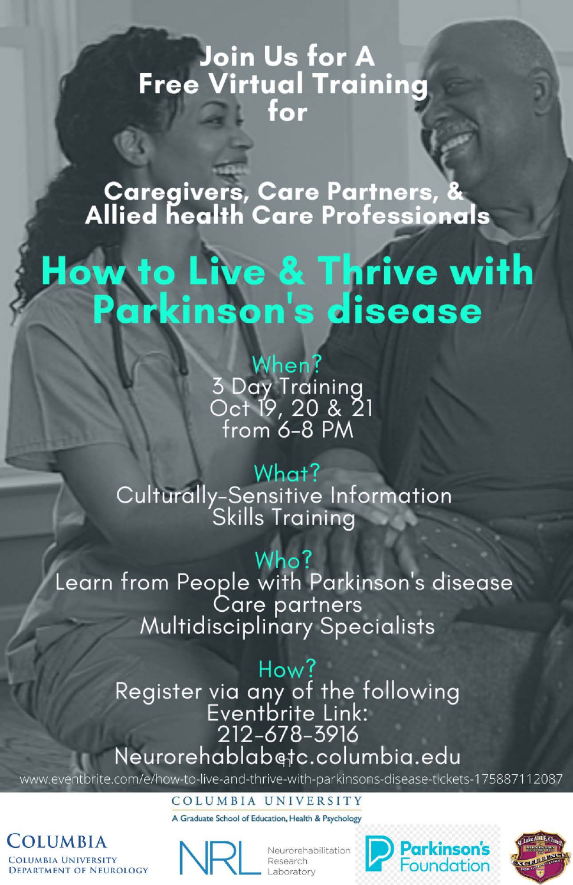# Join Us for A Free Virtual Training for

## Caregivers, Care Partners, & Allied health Care Professionals

# How to Live & Thrive with Parkinson's disease

**When?**

3 Day Training
Oct 19, 20 & 21
from 6-8 PM

**What?**

Culturally-Sensitive Information
Skills Training

**Who?**

Learn from People with Parkinson's disease
Care partners
Multidisciplinary Specialists

**How?**

Register via any of the following
Eventbrite Link:
212-678-3916
Neurorehablab@tc.columbia.edu

www.eventbrite.com/e/how-to-live-and-thrive-with-parkinsons-disease-tickets-175887112087

COLUMBIA UNIVERSITY
A Graduate School of Education, Health & Psychology

COLUMBIA
Columbia University Department of Neurology

NRL Neurorehabilitation Research Laboratory

Parkinson's Foundation

St. Luke A.M.E. Church Ministry Committee of Excellence For God's Glory